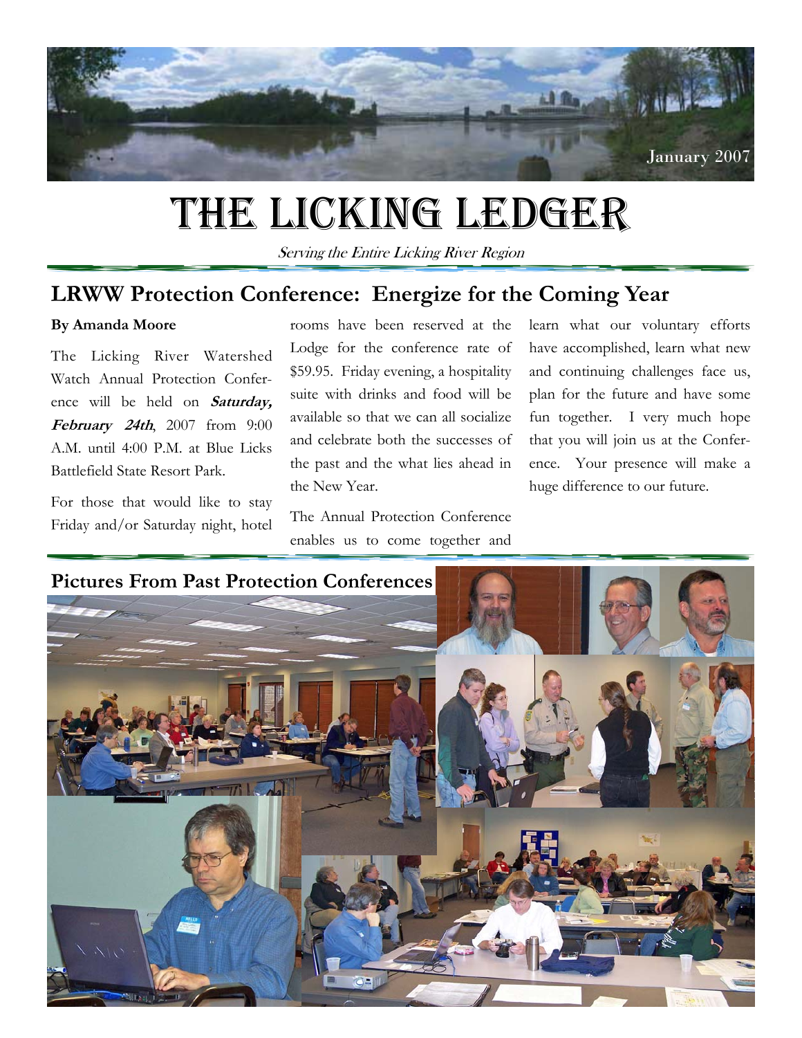January 2007

# The Licking Ledger

*Serving the Entire Licking River Region*

## LRWW Protection Conference: Energize for the Coming Year

**By Amanda Moore**

The Licking River Watershed Watch Annual Protection Conference will be held on ***Saturday, February 24th***, 2007 from 9:00 A.M. until 4:00 P.M. at Blue Licks Battlefield State Resort Park.

For those that would like to stay Friday and/or Saturday night, hotel rooms have been reserved at the Lodge for the conference rate of $59.95. Friday evening, a hospitality suite with drinks and food will be available so that we can all socialize and celebrate both the successes of the past and the what lies ahead in the New Year.

The Annual Protection Conference enables us to come together and learn what our voluntary efforts have accomplished, learn what new and continuing challenges face us, plan for the future and have some fun together. I very much hope that you will join us at the Conference. Your presence will make a huge difference to our future.

## Pictures From Past Protection Conferences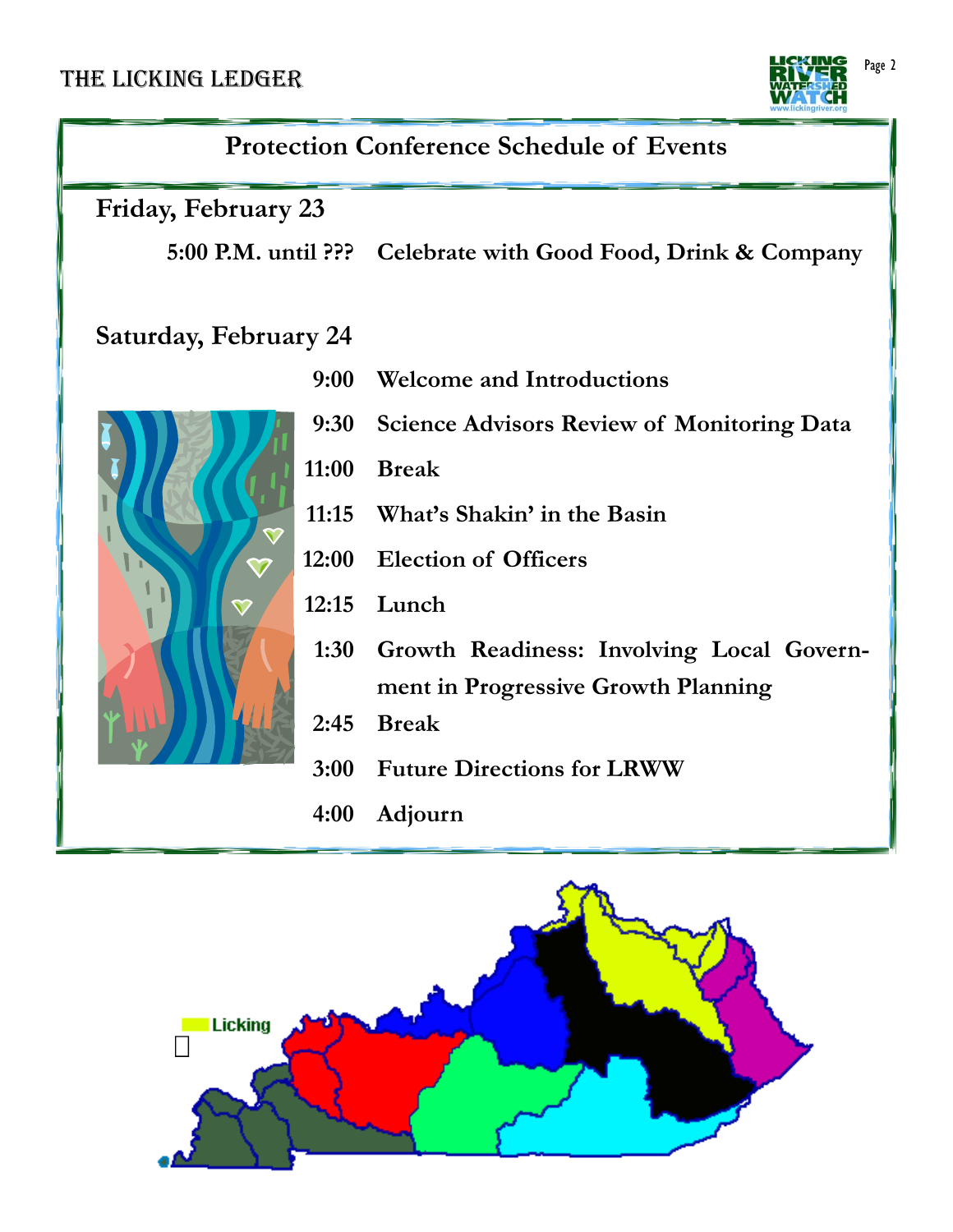## Protection Conference Schedule of Events

### Friday, February 23

**5:00 P.M. until ???** **Celebrate with Good Food, Drink & Company**

### Saturday, February 24

| Time | Event |
|---|---|
| **9:00** | **Welcome and Introductions** |
| **9:30** | **Science Advisors Review of Monitoring Data** |
| **11:00** | **Break** |
| **11:15** | **What's Shakin' in the Basin** |
| **12:00** | **Election of Officers** |
| **12:15** | **Lunch** |
| **1:30** | **Growth Readiness: Involving Local Government in Progressive Growth Planning** |
| **2:45** | **Break** |
| **3:00** | **Future Directions for LRWW** |
| **4:00** | **Adjourn** |

Licking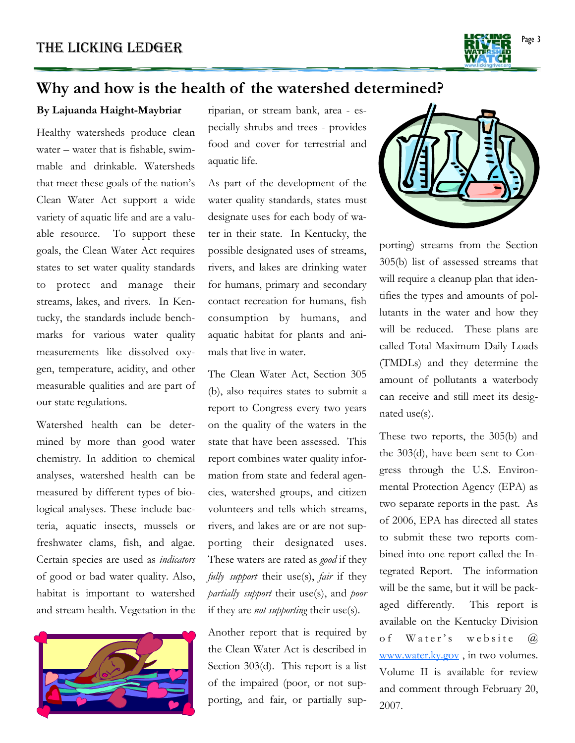## Why and how is the health of the watershed determined?

**By Lajuanda Haight-Maybriar**

Healthy watersheds produce clean water – water that is fishable, swimmable and drinkable. Watersheds that meet these goals of the nation's Clean Water Act support a wide variety of aquatic life and are a valuable resource. To support these goals, the Clean Water Act requires states to set water quality standards to protect and manage their streams, lakes, and rivers. In Kentucky, the standards include benchmarks for various water quality measurements like dissolved oxygen, temperature, acidity, and other measurable qualities and are part of our state regulations.

Watershed health can be determined by more than good water chemistry. In addition to chemical analyses, watershed health can be measured by different types of biological analyses. These include bacteria, aquatic insects, mussels or freshwater clams, fish, and algae. Certain species are used as *indicators* of good or bad water quality. Also, habitat is important to watershed and stream health. Vegetation in the riparian, or stream bank, area - especially shrubs and trees - provides food and cover for terrestrial and aquatic life.

As part of the development of the water quality standards, states must designate uses for each body of water in their state. In Kentucky, the possible designated uses of streams, rivers, and lakes are drinking water for humans, primary and secondary contact recreation for humans, fish consumption by humans, and aquatic habitat for plants and animals that live in water.

The Clean Water Act, Section 305 (b), also requires states to submit a report to Congress every two years on the quality of the waters in the state that have been assessed. This report combines water quality information from state and federal agencies, watershed groups, and citizen volunteers and tells which streams, rivers, and lakes are or are not supporting their designated uses. These waters are rated as *good* if they *fully support* their use(s), *fair* if they *partially support* their use(s), and *poor* if they are *not supporting* their use(s).

Another report that is required by the Clean Water Act is described in Section 303(d). This report is a list of the impaired (poor, or not supporting, and fair, or partially supporting) streams from the Section 305(b) list of assessed streams that will require a cleanup plan that identifies the types and amounts of pollutants in the water and how they will be reduced. These plans are called Total Maximum Daily Loads (TMDLs) and they determine the amount of pollutants a waterbody can receive and still meet its designated use(s).

These two reports, the 305(b) and the 303(d), have been sent to Congress through the U.S. Environmental Protection Agency (EPA) as two separate reports in the past. As of 2006, EPA has directed all states to submit these two reports combined into one report called the Integrated Report. The information will be the same, but it will be packaged differently. This report is available on the Kentucky Division of Water's website @ www.water.ky.gov , in two volumes. Volume II is available for review and comment through February 20, 2007.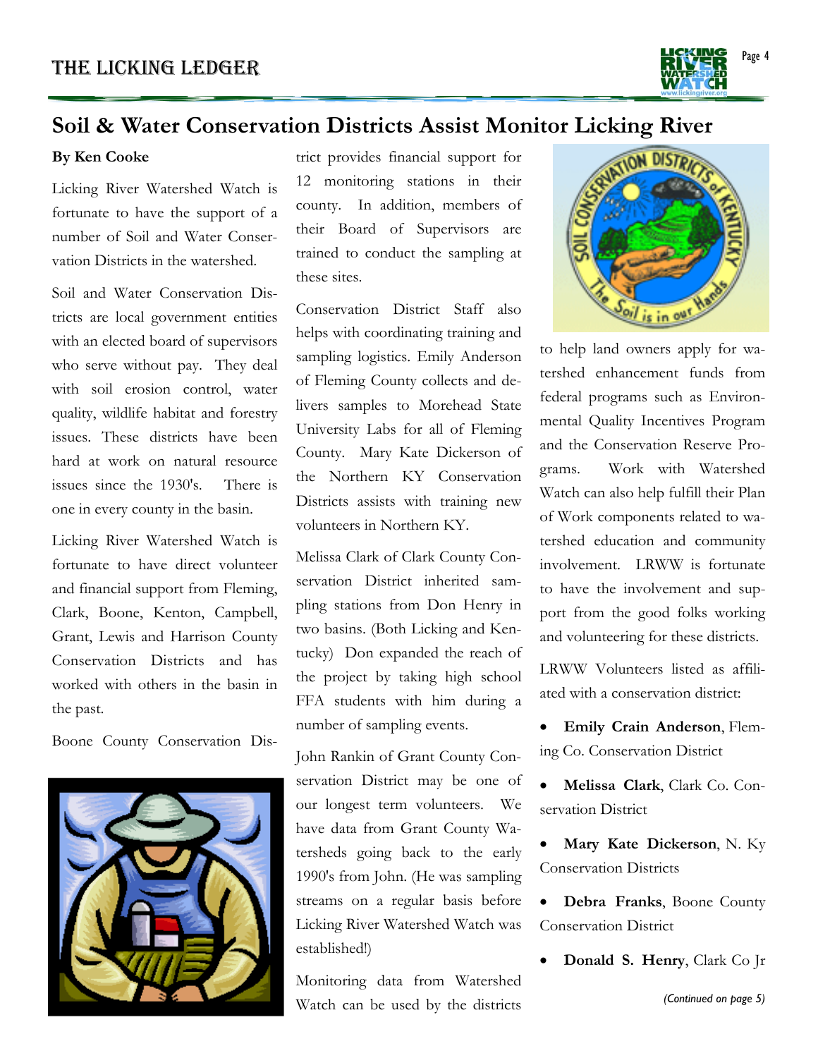## Soil & Water Conservation Districts Assist Monitor Licking River

**By Ken Cooke**

Licking River Watershed Watch is fortunate to have the support of a number of Soil and Water Conservation Districts in the watershed.

Soil and Water Conservation Districts are local government entities with an elected board of supervisors who serve without pay. They deal with soil erosion control, water quality, wildlife habitat and forestry issues. These districts have been hard at work on natural resource issues since the 1930's. There is one in every county in the basin.

Licking River Watershed Watch is fortunate to have direct volunteer and financial support from Fleming, Clark, Boone, Kenton, Campbell, Grant, Lewis and Harrison County Conservation Districts and has worked with others in the basin in the past.

Boone County Conservation District provides financial support for 12 monitoring stations in their county. In addition, members of their Board of Supervisors are trained to conduct the sampling at these sites.

Conservation District Staff also helps with coordinating training and sampling logistics. Emily Anderson of Fleming County collects and delivers samples to Morehead State University Labs for all of Fleming County. Mary Kate Dickerson of the Northern KY Conservation Districts assists with training new volunteers in Northern KY.

Melissa Clark of Clark County Conservation District inherited sampling stations from Don Henry in two basins. (Both Licking and Kentucky) Don expanded the reach of the project by taking high school FFA students with him during a number of sampling events.

John Rankin of Grant County Conservation District may be one of our longest term volunteers. We have data from Grant County Watersheds going back to the early 1990's from John. (He was sampling streams on a regular basis before Licking River Watershed Watch was established!)

Monitoring data from Watershed Watch can be used by the districts to help land owners apply for watershed enhancement funds from federal programs such as Environmental Quality Incentives Program and the Conservation Reserve Programs. Work with Watershed Watch can also help fulfill their Plan of Work components related to watershed education and community involvement. LRWW is fortunate to have the involvement and support from the good folks working and volunteering for these districts.

LRWW Volunteers listed as affiliated with a conservation district:

- **Emily Crain Anderson**, Fleming Co. Conservation District
- **Melissa Clark**, Clark Co. Conservation District
- **Mary Kate Dickerson**, N. Ky Conservation Districts
- **Debra Franks**, Boone County Conservation District
- **Donald S. Henry**, Clark Co Jr

*(Continued on page 5)*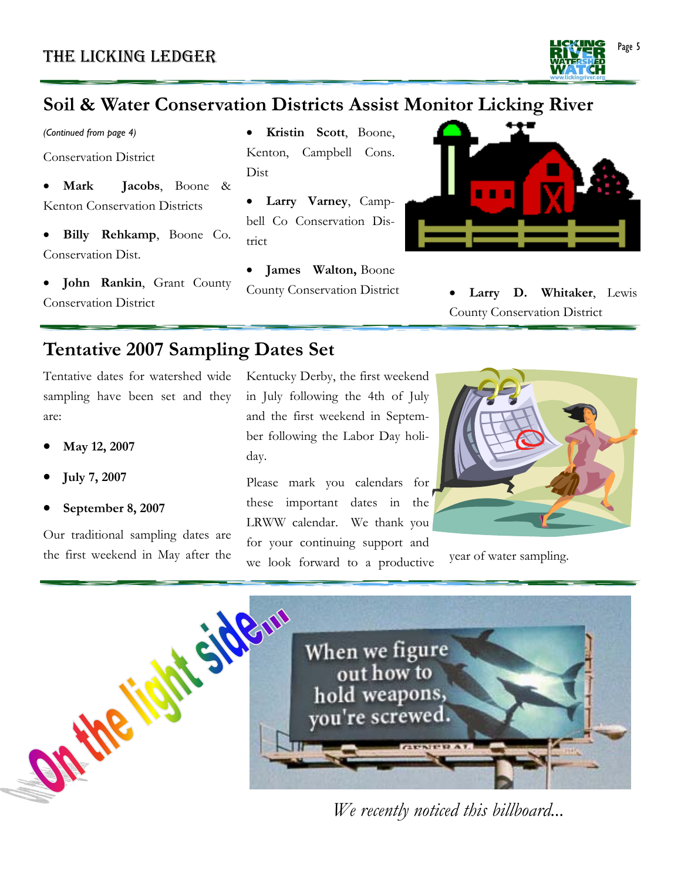## Soil & Water Conservation Districts Assist Monitor Licking River

*(Continued from page 4)*

Conservation District

- **Mark Jacobs**, Boone & Kenton Conservation Districts
- **Billy Rehkamp**, Boone Co. Conservation Dist.
- **John Rankin**, Grant County Conservation District
- **Kristin Scott**, Boone, Kenton, Campbell Cons. Dist
- **Larry Varney**, Campbell Co Conservation District
- **James Walton,** Boone County Conservation District
- **Larry D. Whitaker**, Lewis County Conservation District

## Tentative 2007 Sampling Dates Set

Tentative dates for watershed wide sampling have been set and they are:

- **May 12, 2007**
- **July 7, 2007**
- **September 8, 2007**

Our traditional sampling dates are the first weekend in May after the Kentucky Derby, the first weekend in July following the 4th of July and the first weekend in September following the Labor Day holiday.

Please mark you calendars for these important dates in the LRWW calendar. We thank you for your continuing support and we look forward to a productive year of water sampling.

On the light side...

*We recently noticed this billboard...*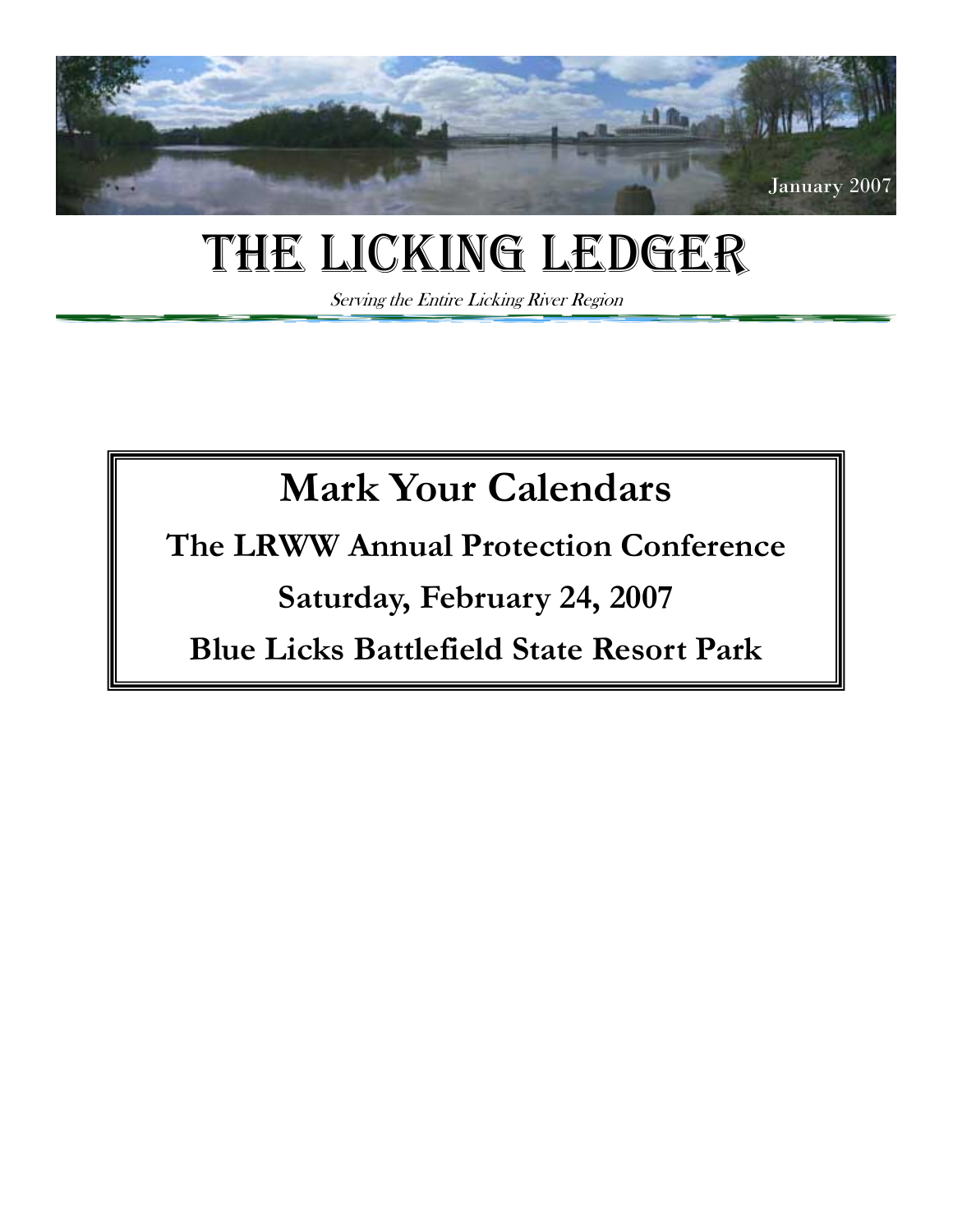January 2007

# The Licking Ledger

*Serving the Entire Licking River Region*

## Mark Your Calendars

**The LRWW Annual Protection Conference**

**Saturday, February 24, 2007**

**Blue Licks Battlefield State Resort Park**